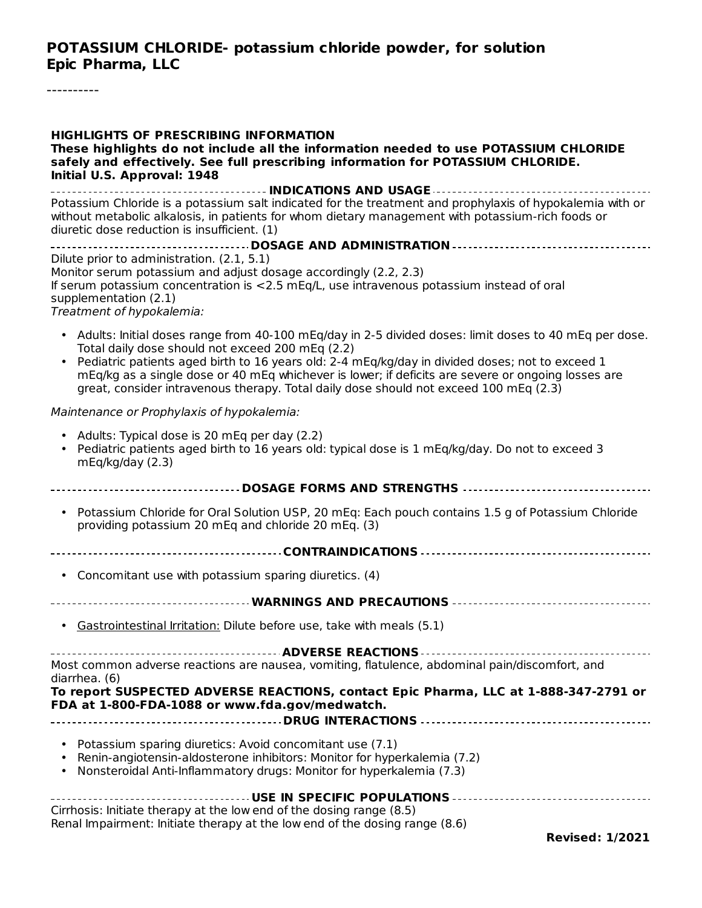# POTASSIUM CHLORIDE- potassium chloride powder, for solution
# Epic Pharma, LLC

----------

## HIGHLIGHTS OF PRESCRIBING INFORMATION

**These highlights do not include all the information needed to use POTASSIUM CHLORIDE safely and effectively. See full prescribing information for POTASSIUM CHLORIDE.**
**Initial U.S. Approval: 1948**

### INDICATIONS AND USAGE

Potassium Chloride is a potassium salt indicated for the treatment and prophylaxis of hypokalemia with or without metabolic alkalosis, in patients for whom dietary management with potassium-rich foods or diuretic dose reduction is insufficient. (1)

### DOSAGE AND ADMINISTRATION

Dilute prior to administration. (2.1, 5.1)
Monitor serum potassium and adjust dosage accordingly (2.2, 2.3)
If serum potassium concentration is <2.5 mEq/L, use intravenous potassium instead of oral supplementation (2.1)
*Treatment of hypokalemia:*

- Adults: Initial doses range from 40-100 mEq/day in 2-5 divided doses: limit doses to 40 mEq per dose. Total daily dose should not exceed 200 mEq (2.2)
- Pediatric patients aged birth to 16 years old: 2-4 mEq/kg/day in divided doses; not to exceed 1 mEq/kg as a single dose or 40 mEq whichever is lower; if deficits are severe or ongoing losses are great, consider intravenous therapy. Total daily dose should not exceed 100 mEq (2.3)

*Maintenance or Prophylaxis of hypokalemia:*

- Adults: Typical dose is 20 mEq per day (2.2)
- Pediatric patients aged birth to 16 years old: typical dose is 1 mEq/kg/day. Do not to exceed 3 mEq/kg/day (2.3)

### DOSAGE FORMS AND STRENGTHS

- Potassium Chloride for Oral Solution USP, 20 mEq: Each pouch contains 1.5 g of Potassium Chloride providing potassium 20 mEq and chloride 20 mEq. (3)

### CONTRAINDICATIONS

- Concomitant use with potassium sparing diuretics. (4)

### WARNINGS AND PRECAUTIONS

- Gastrointestinal Irritation: Dilute before use, take with meals (5.1)

### ADVERSE REACTIONS

Most common adverse reactions are nausea, vomiting, flatulence, abdominal pain/discomfort, and diarrhea. (6)

**To report SUSPECTED ADVERSE REACTIONS, contact Epic Pharma, LLC at 1-888-347-2791 or FDA at 1-800-FDA-1088 or www.fda.gov/medwatch.**

### DRUG INTERACTIONS

- Potassium sparing diuretics: Avoid concomitant use (7.1)
- Renin-angiotensin-aldosterone inhibitors: Monitor for hyperkalemia (7.2)
- Nonsteroidal Anti-Inflammatory drugs: Monitor for hyperkalemia (7.3)

### USE IN SPECIFIC POPULATIONS

Cirrhosis: Initiate therapy at the low end of the dosing range (8.5)
Renal Impairment: Initiate therapy at the low end of the dosing range (8.6)

**Revised: 1/2021**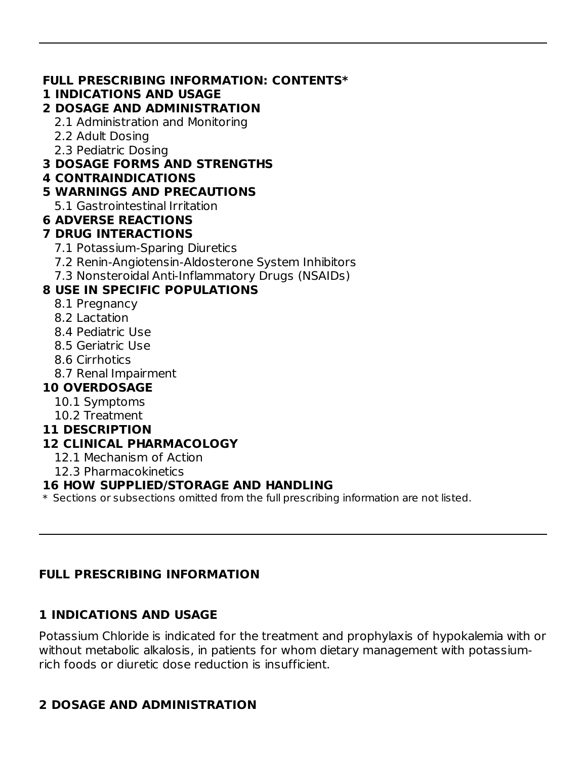**FULL PRESCRIBING INFORMATION: CONTENTS***

**1 INDICATIONS AND USAGE**

**2 DOSAGE AND ADMINISTRATION**

- 2.1 Administration and Monitoring
- 2.2 Adult Dosing
- 2.3 Pediatric Dosing

**3 DOSAGE FORMS AND STRENGTHS**

**4 CONTRAINDICATIONS**

**5 WARNINGS AND PRECAUTIONS**

- 5.1 Gastrointestinal Irritation

**6 ADVERSE REACTIONS**

**7 DRUG INTERACTIONS**

- 7.1 Potassium-Sparing Diuretics
- 7.2 Renin-Angiotensin-Aldosterone System Inhibitors
- 7.3 Nonsteroidal Anti-Inflammatory Drugs (NSAIDs)

**8 USE IN SPECIFIC POPULATIONS**

- 8.1 Pregnancy
- 8.2 Lactation
- 8.4 Pediatric Use
- 8.5 Geriatric Use
- 8.6 Cirrhotics
- 8.7 Renal Impairment

**10 OVERDOSAGE**

- 10.1 Symptoms
- 10.2 Treatment

**11 DESCRIPTION**

**12 CLINICAL PHARMACOLOGY**

- 12.1 Mechanism of Action
- 12.3 Pharmacokinetics

**16 HOW SUPPLIED/STORAGE AND HANDLING**

* Sections or subsections omitted from the full prescribing information are not listed.

---

## FULL PRESCRIBING INFORMATION

## 1 INDICATIONS AND USAGE

Potassium Chloride is indicated for the treatment and prophylaxis of hypokalemia with or without metabolic alkalosis, in patients for whom dietary management with potassium-rich foods or diuretic dose reduction is insufficient.

## 2 DOSAGE AND ADMINISTRATION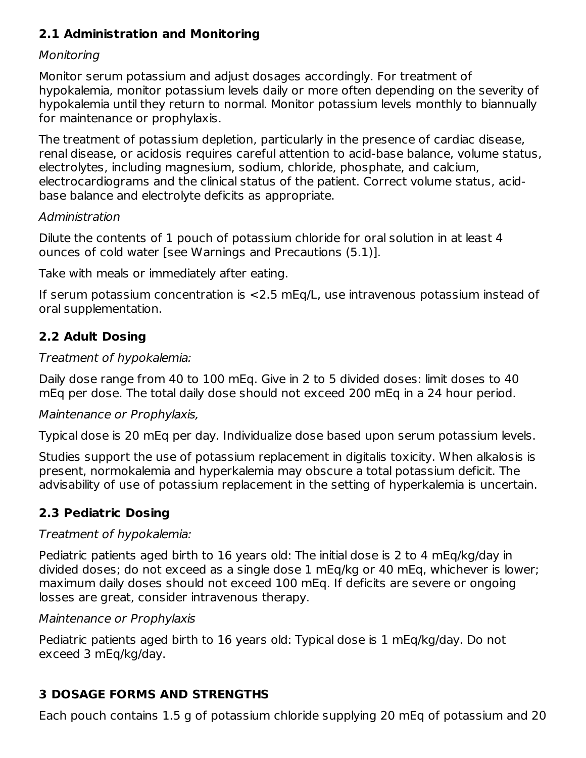## 2.1 Administration and Monitoring

*Monitoring*

Monitor serum potassium and adjust dosages accordingly. For treatment of hypokalemia, monitor potassium levels daily or more often depending on the severity of hypokalemia until they return to normal. Monitor potassium levels monthly to biannually for maintenance or prophylaxis.

The treatment of potassium depletion, particularly in the presence of cardiac disease, renal disease, or acidosis requires careful attention to acid-base balance, volume status, electrolytes, including magnesium, sodium, chloride, phosphate, and calcium, electrocardiograms and the clinical status of the patient. Correct volume status, acid-base balance and electrolyte deficits as appropriate.

*Administration*

Dilute the contents of 1 pouch of potassium chloride for oral solution in at least 4 ounces of cold water [see Warnings and Precautions (5.1)].

Take with meals or immediately after eating.

If serum potassium concentration is <2.5 mEq/L, use intravenous potassium instead of oral supplementation.

## 2.2 Adult Dosing

*Treatment of hypokalemia:*

Daily dose range from 40 to 100 mEq. Give in 2 to 5 divided doses: limit doses to 40 mEq per dose. The total daily dose should not exceed 200 mEq in a 24 hour period.

*Maintenance or Prophylaxis,*

Typical dose is 20 mEq per day. Individualize dose based upon serum potassium levels.

Studies support the use of potassium replacement in digitalis toxicity. When alkalosis is present, normokalemia and hyperkalemia may obscure a total potassium deficit. The advisability of use of potassium replacement in the setting of hyperkalemia is uncertain.

## 2.3 Pediatric Dosing

*Treatment of hypokalemia:*

Pediatric patients aged birth to 16 years old: The initial dose is 2 to 4 mEq/kg/day in divided doses; do not exceed as a single dose 1 mEq/kg or 40 mEq, whichever is lower; maximum daily doses should not exceed 100 mEq. If deficits are severe or ongoing losses are great, consider intravenous therapy.

*Maintenance or Prophylaxis*

Pediatric patients aged birth to 16 years old: Typical dose is 1 mEq/kg/day. Do not exceed 3 mEq/kg/day.

# 3 DOSAGE FORMS AND STRENGTHS

Each pouch contains 1.5 g of potassium chloride supplying 20 mEq of potassium and 20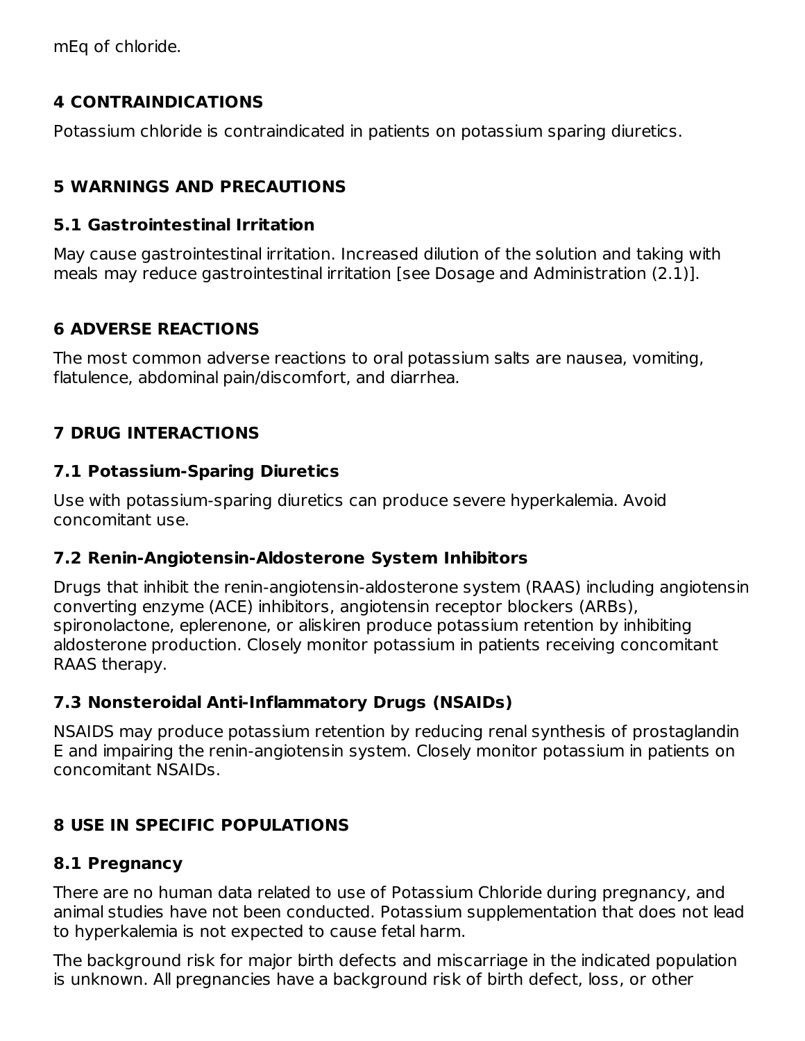mEq of chloride.

## 4 CONTRAINDICATIONS

Potassium chloride is contraindicated in patients on potassium sparing diuretics.

## 5 WARNINGS AND PRECAUTIONS

### 5.1 Gastrointestinal Irritation

May cause gastrointestinal irritation. Increased dilution of the solution and taking with meals may reduce gastrointestinal irritation [see Dosage and Administration (2.1)].

## 6 ADVERSE REACTIONS

The most common adverse reactions to oral potassium salts are nausea, vomiting, flatulence, abdominal pain/discomfort, and diarrhea.

## 7 DRUG INTERACTIONS

### 7.1 Potassium-Sparing Diuretics

Use with potassium-sparing diuretics can produce severe hyperkalemia. Avoid concomitant use.

### 7.2 Renin-Angiotensin-Aldosterone System Inhibitors

Drugs that inhibit the renin-angiotensin-aldosterone system (RAAS) including angiotensin converting enzyme (ACE) inhibitors, angiotensin receptor blockers (ARBs), spironolactone, eplerenone, or aliskiren produce potassium retention by inhibiting aldosterone production. Closely monitor potassium in patients receiving concomitant RAAS therapy.

### 7.3 Nonsteroidal Anti-Inflammatory Drugs (NSAIDs)

NSAIDS may produce potassium retention by reducing renal synthesis of prostaglandin E and impairing the renin-angiotensin system. Closely monitor potassium in patients on concomitant NSAIDs.

## 8 USE IN SPECIFIC POPULATIONS

### 8.1 Pregnancy

There are no human data related to use of Potassium Chloride during pregnancy, and animal studies have not been conducted. Potassium supplementation that does not lead to hyperkalemia is not expected to cause fetal harm.

The background risk for major birth defects and miscarriage in the indicated population is unknown. All pregnancies have a background risk of birth defect, loss, or other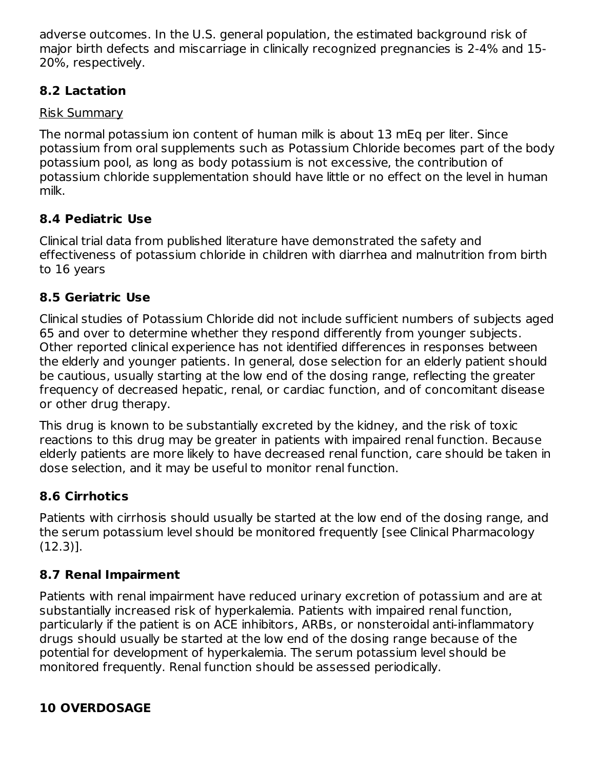adverse outcomes. In the U.S. general population, the estimated background risk of major birth defects and miscarriage in clinically recognized pregnancies is 2-4% and 15-20%, respectively.

### 8.2 Lactation

Risk Summary

The normal potassium ion content of human milk is about 13 mEq per liter. Since potassium from oral supplements such as Potassium Chloride becomes part of the body potassium pool, as long as body potassium is not excessive, the contribution of potassium chloride supplementation should have little or no effect on the level in human milk.

### 8.4 Pediatric Use

Clinical trial data from published literature have demonstrated the safety and effectiveness of potassium chloride in children with diarrhea and malnutrition from birth to 16 years

### 8.5 Geriatric Use

Clinical studies of Potassium Chloride did not include sufficient numbers of subjects aged 65 and over to determine whether they respond differently from younger subjects. Other reported clinical experience has not identified differences in responses between the elderly and younger patients. In general, dose selection for an elderly patient should be cautious, usually starting at the low end of the dosing range, reflecting the greater frequency of decreased hepatic, renal, or cardiac function, and of concomitant disease or other drug therapy.

This drug is known to be substantially excreted by the kidney, and the risk of toxic reactions to this drug may be greater in patients with impaired renal function. Because elderly patients are more likely to have decreased renal function, care should be taken in dose selection, and it may be useful to monitor renal function.

### 8.6 Cirrhotics

Patients with cirrhosis should usually be started at the low end of the dosing range, and the serum potassium level should be monitored frequently [see Clinical Pharmacology (12.3)].

### 8.7 Renal Impairment

Patients with renal impairment have reduced urinary excretion of potassium and are at substantially increased risk of hyperkalemia. Patients with impaired renal function, particularly if the patient is on ACE inhibitors, ARBs, or nonsteroidal anti-inflammatory drugs should usually be started at the low end of the dosing range because of the potential for development of hyperkalemia. The serum potassium level should be monitored frequently. Renal function should be assessed periodically.

## 10 OVERDOSAGE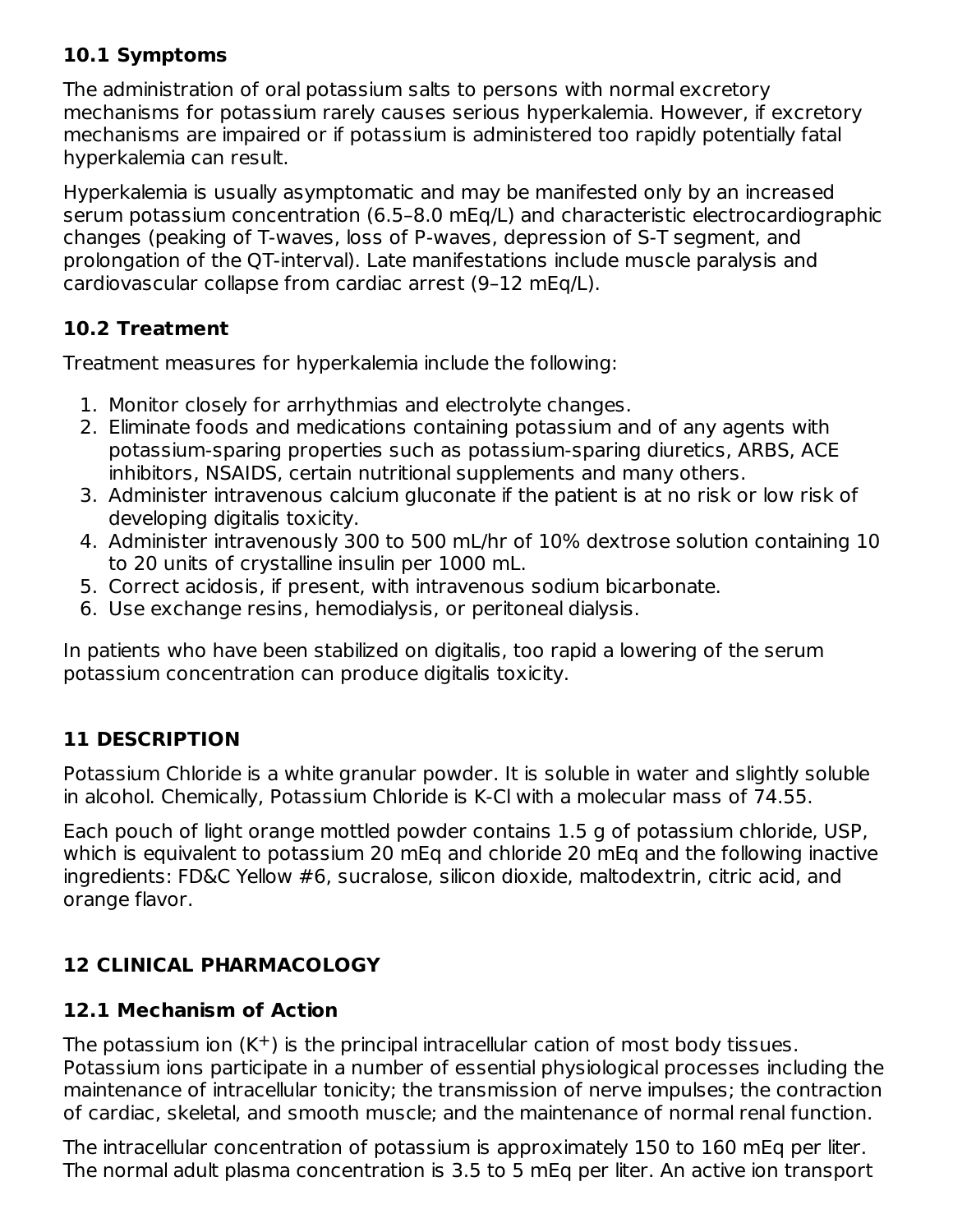### 10.1 Symptoms

The administration of oral potassium salts to persons with normal excretory mechanisms for potassium rarely causes serious hyperkalemia. However, if excretory mechanisms are impaired or if potassium is administered too rapidly potentially fatal hyperkalemia can result.

Hyperkalemia is usually asymptomatic and may be manifested only by an increased serum potassium concentration (6.5–8.0 mEq/L) and characteristic electrocardiographic changes (peaking of T-waves, loss of P-waves, depression of S-T segment, and prolongation of the QT-interval). Late manifestations include muscle paralysis and cardiovascular collapse from cardiac arrest (9–12 mEq/L).

### 10.2 Treatment

Treatment measures for hyperkalemia include the following:

1. Monitor closely for arrhythmias and electrolyte changes.
2. Eliminate foods and medications containing potassium and of any agents with potassium-sparing properties such as potassium-sparing diuretics, ARBS, ACE inhibitors, NSAIDS, certain nutritional supplements and many others.
3. Administer intravenous calcium gluconate if the patient is at no risk or low risk of developing digitalis toxicity.
4. Administer intravenously 300 to 500 mL/hr of 10% dextrose solution containing 10 to 20 units of crystalline insulin per 1000 mL.
5. Correct acidosis, if present, with intravenous sodium bicarbonate.
6. Use exchange resins, hemodialysis, or peritoneal dialysis.

In patients who have been stabilized on digitalis, too rapid a lowering of the serum potassium concentration can produce digitalis toxicity.

## 11 DESCRIPTION

Potassium Chloride is a white granular powder. It is soluble in water and slightly soluble in alcohol. Chemically, Potassium Chloride is K-Cl with a molecular mass of 74.55.

Each pouch of light orange mottled powder contains 1.5 g of potassium chloride, USP, which is equivalent to potassium 20 mEq and chloride 20 mEq and the following inactive ingredients: FD&C Yellow #6, sucralose, silicon dioxide, maltodextrin, citric acid, and orange flavor.

## 12 CLINICAL PHARMACOLOGY

### 12.1 Mechanism of Action

The potassium ion ($K^+$) is the principal intracellular cation of most body tissues. Potassium ions participate in a number of essential physiological processes including the maintenance of intracellular tonicity; the transmission of nerve impulses; the contraction of cardiac, skeletal, and smooth muscle; and the maintenance of normal renal function.

The intracellular concentration of potassium is approximately 150 to 160 mEq per liter. The normal adult plasma concentration is 3.5 to 5 mEq per liter. An active ion transport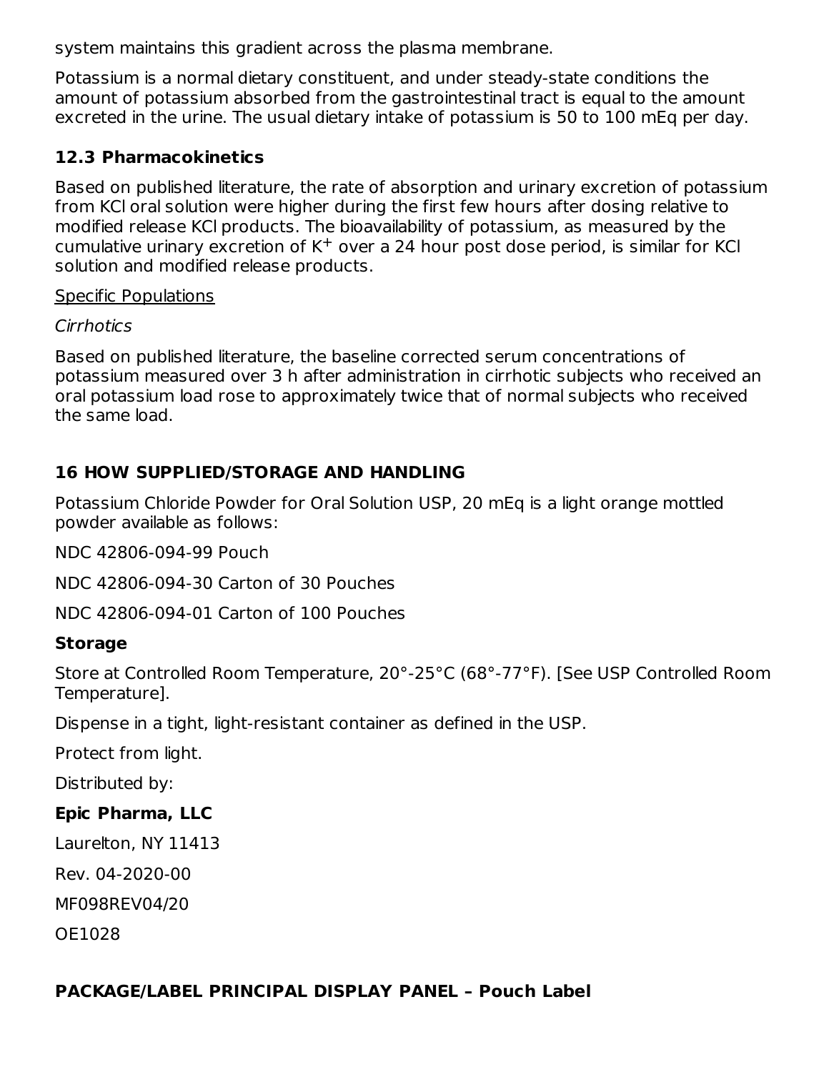system maintains this gradient across the plasma membrane.

Potassium is a normal dietary constituent, and under steady-state conditions the amount of potassium absorbed from the gastrointestinal tract is equal to the amount excreted in the urine. The usual dietary intake of potassium is 50 to 100 mEq per day.

### 12.3 Pharmacokinetics

Based on published literature, the rate of absorption and urinary excretion of potassium from KCl oral solution were higher during the first few hours after dosing relative to modified release KCl products. The bioavailability of potassium, as measured by the cumulative urinary excretion of $K^+$ over a 24 hour post dose period, is similar for KCl solution and modified release products.

Specific Populations

*Cirrhotics*

Based on published literature, the baseline corrected serum concentrations of potassium measured over 3 h after administration in cirrhotic subjects who received an oral potassium load rose to approximately twice that of normal subjects who received the same load.

## 16 HOW SUPPLIED/STORAGE AND HANDLING

Potassium Chloride Powder for Oral Solution USP, 20 mEq is a light orange mottled powder available as follows:

NDC 42806-094-99 Pouch

NDC 42806-094-30 Carton of 30 Pouches

NDC 42806-094-01 Carton of 100 Pouches

### Storage

Store at Controlled Room Temperature, 20°-25°C (68°-77°F). [See USP Controlled Room Temperature].

Dispense in a tight, light-resistant container as defined in the USP.

Protect from light.

Distributed by:

**Epic Pharma, LLC**

Laurelton, NY 11413

Rev. 04-2020-00

MF098REV04/20

OE1028

## PACKAGE/LABEL PRINCIPAL DISPLAY PANEL – Pouch Label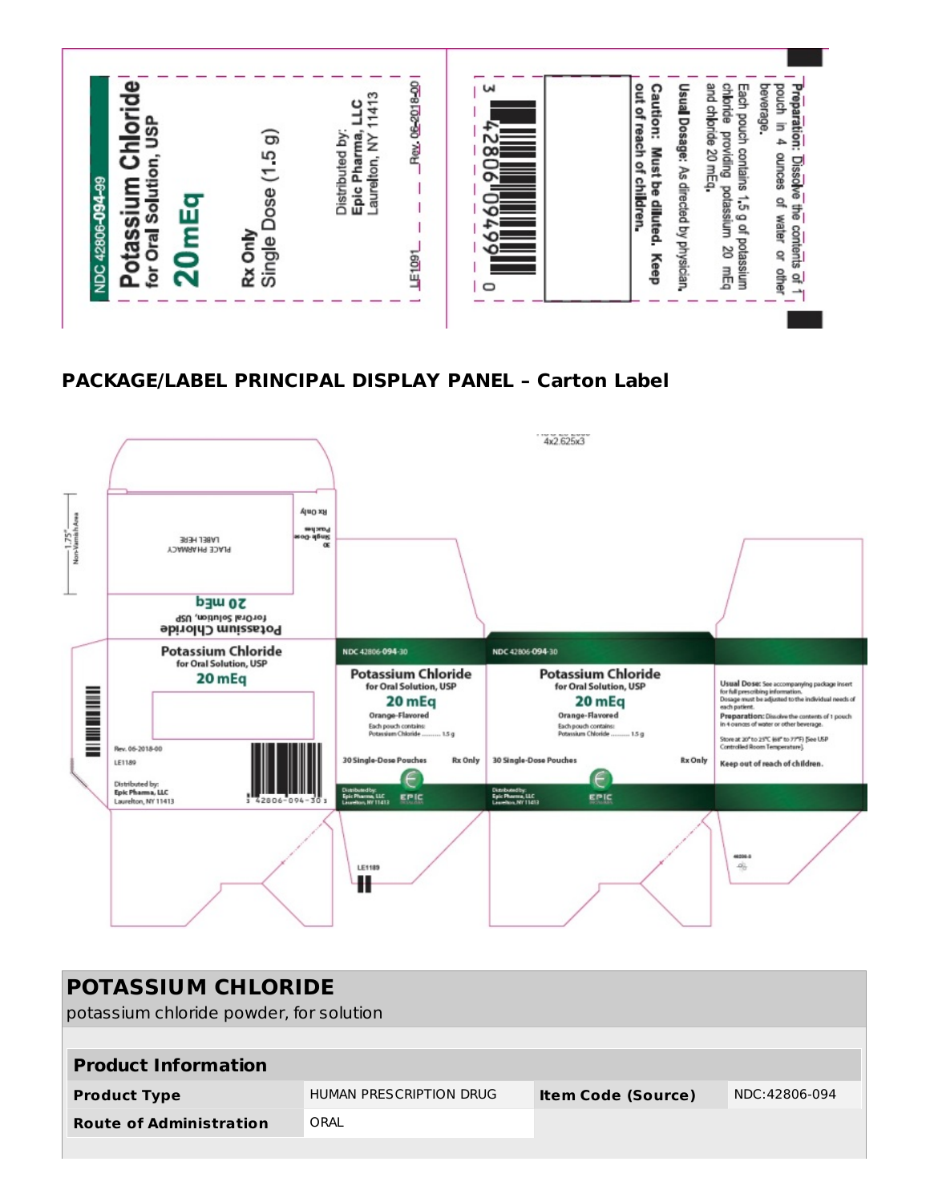NDC 42806-094-99

**Potassium Chloride**
for Oral Solution, USP
**20 mEq**

**Rx Only**
Single Dose (1.5 g)

Distributed by:
**Epic Pharma, LLC**
Laurelton, NY 11413

Rev. 06-2018-00

LE1091

**Preparation:** Dissolve the contents of 1 pouch in 4 ounces of water or other beverage.
Each pouch contains 1.5 g of potassium chloride providing potassium 20 mEq and chloride 20 mEq.

**Usual Dosage:** As directed by physician.

**Caution: Must be diluted. Keep out of reach of children.**

3 42806 09499 0

## PACKAGE/LABEL PRINCIPAL DISPLAY PANEL – Carton Label

4x2.625x3

1.75" Non-Varnish Area

PLACE PHARMACY LABEL HERE

30 Single-Dose Pouches

Rx Only

Potassium Chloride
for Oral Solution, USP
20 mEq

**Potassium Chloride**
for Oral Solution, USP
**20 mEq**

Rev. 06-2018-00
LE1189

Distributed by:
**Epic Pharma, LLC**
Laurelton, NY 11413

3 42806-094-30 3

NDC 42806-094-30

**Potassium Chloride**
for Oral Solution, USP
**20 mEq**
**Orange-Flavored**
Each pouch contains:
Potassium Chloride .......... 1.5 g

**30 Single-Dose Pouches** **Rx Only**

Distributed by:
Epic Pharma, LLC
Laurelton, NY 11413

EPIC

NDC 42806-094-30

**Potassium Chloride**
for Oral Solution, USP
**20 mEq**
**Orange-Flavored**
Each pouch contains:
Potassium Chloride .......... 1.5 g

**30 Single-Dose Pouches** **Rx Only**

Distributed by:
Epic Pharma, LLC
Laurelton, NY 11413

EPIC

**Usual Dose:** See accompanying package insert for full prescribing information.
Dosage must be adjusted to the individual needs of each patient.
**Preparation:** Dissolve the contents of 1 pouch in 4 ounces of water or other beverage.

Store at 20° to 25°C (68° to 77°F) [See USP Controlled Room Temperature].

**Keep out of reach of children.**

LE1189

## POTASSIUM CHLORIDE

potassium chloride powder, for solution

| **Product Information** | | | |
|---|---|---|---|
| **Product Type** | HUMAN PRESCRIPTION DRUG | **Item Code (Source)** | NDC:42806-094 |
| **Route of Administration** | ORAL | | |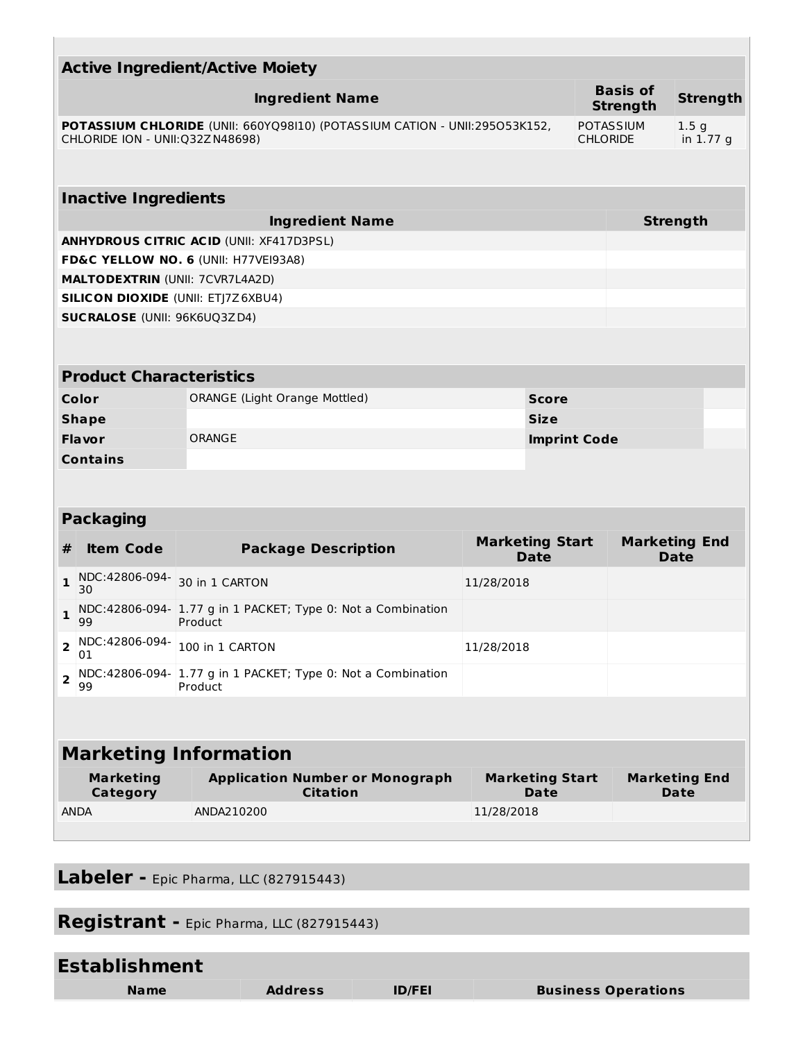| Active Ingredient/Active Moiety | | |
|---|---|---|
| **Ingredient Name** | **Basis of Strength** | **Strength** |
| **POTASSIUM CHLORIDE** (UNII: 660YQ98I10) (POTASSIUM CATION - UNII:295O53K152, CHLORIDE ION - UNII:Q32ZN48698) | POTASSIUM CHLORIDE | 1.5 g in 1.77 g |

| Inactive Ingredients | |
|---|---|
| **Ingredient Name** | **Strength** |
| **ANHYDROUS CITRIC ACID** (UNII: XF417D3PSL) | |
| **FD&C YELLOW NO. 6** (UNII: H77VEI93A8) | |
| **MALTODEXTRIN** (UNII: 7CVR7L4A2D) | |
| **SILICON DIOXIDE** (UNII: ETJ7Z6XBU4) | |
| **SUCRALOSE** (UNII: 96K6UQ3ZD4) | |

| Product Characteristics | | | |
|---|---|---|---|
| **Color** | ORANGE (Light Orange Mottled) | **Score** | |
| **Shape** | | **Size** | |
| **Flavor** | ORANGE | **Imprint Code** | |
| **Contains** | | | |

| Packaging | | | | |
|---|---|---|---|---|
| **#** | **Item Code** | **Package Description** | **Marketing Start Date** | **Marketing End Date** |
| 1 | NDC:42806-094-30 | 30 in 1 CARTON | 11/28/2018 | |
| 1 | NDC:42806-094-99 | 1.77 g in 1 PACKET; Type 0: Not a Combination Product | | |
| 2 | NDC:42806-094-01 | 100 in 1 CARTON | 11/28/2018 | |
| 2 | NDC:42806-094-99 | 1.77 g in 1 PACKET; Type 0: Not a Combination Product | | |

| Marketing Information | | | |
|---|---|---|---|
| **Marketing Category** | **Application Number or Monograph Citation** | **Marketing Start Date** | **Marketing End Date** |
| ANDA | ANDA210200 | 11/28/2018 | |

**Labeler -** Epic Pharma, LLC (827915443)

**Registrant -** Epic Pharma, LLC (827915443)

| Establishment | | | |
|---|---|---|---|
| **Name** | **Address** | **ID/FEI** | **Business Operations** |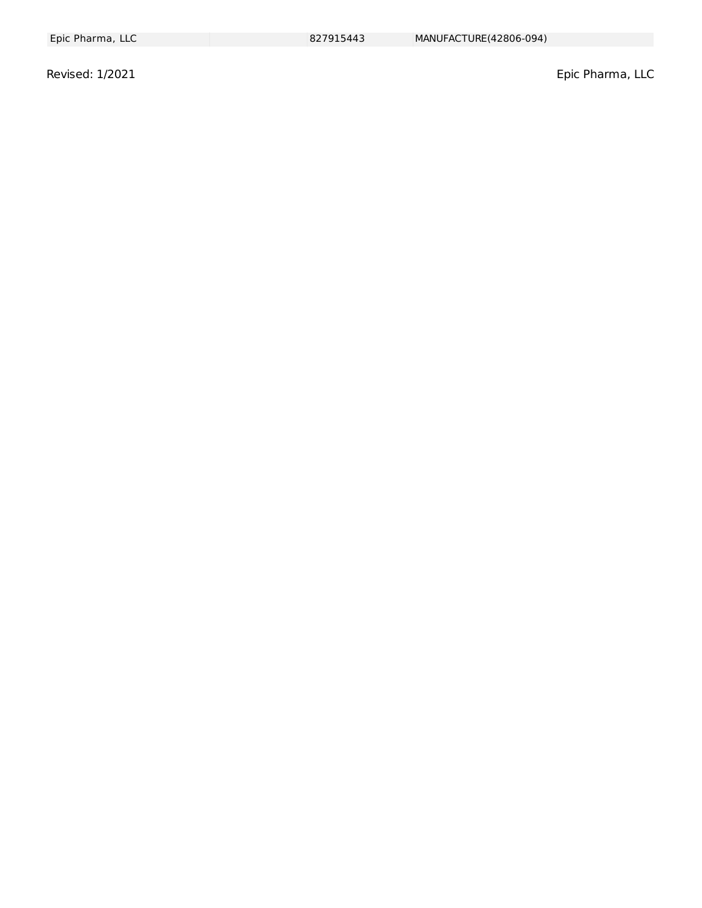| | | | |
|---|---|---|---|
| Epic Pharma, LLC | | 827915443 | MANUFACTURE(42806-094) |

Revised: 1/2021

Epic Pharma, LLC